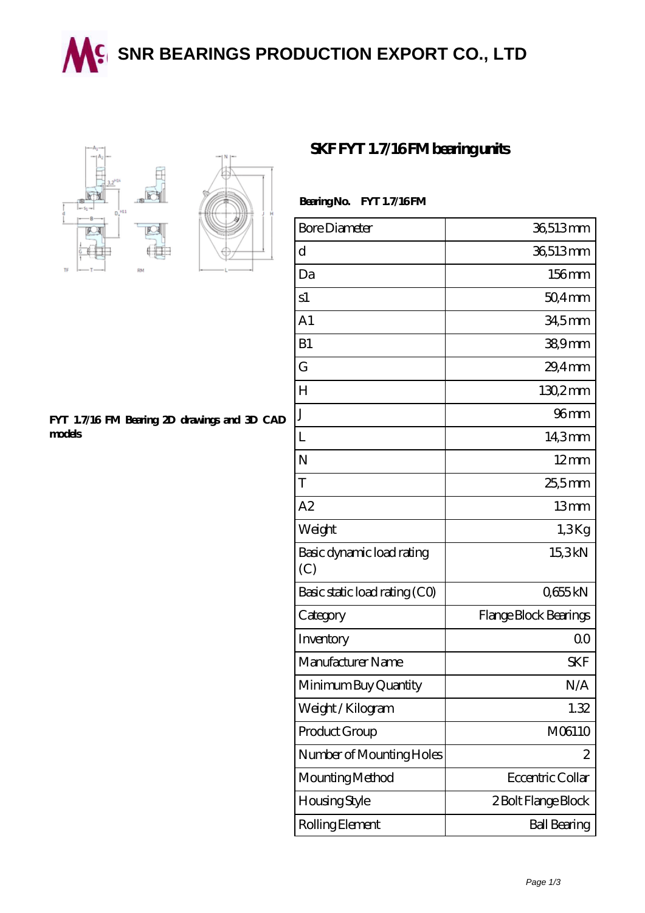# SNR BEARINGS PRODUCTION EXPORT CO., LTD

## SKF FYT 1.7/16 FM bearing units

**FYT 1.7/16 FM Bearing 2D drawings and 3D CAD models**

**Bearing No.** FYT 1.7/16 FM

| Bore Diameter | 36,513 mm |
|---|---|
| d | 36,513 mm |
| Da | 156 mm |
| s1 | 50,4 mm |
| A1 | 34,5 mm |
| B1 | 38,9 mm |
| G | 29,4 mm |
| H | 130,2 mm |
| J | 96 mm |
| L | 14,3 mm |
| N | 12 mm |
| T | 25,5 mm |
| A2 | 13 mm |
| Weight | 1,3 Kg |
| Basic dynamic load rating (C) | 15,3 kN |
| Basic static load rating (C0) | 0,655 kN |
| Category | Flange Block Bearings |
| Inventory | 0.0 |
| Manufacturer Name | SKF |
| Minimum Buy Quantity | N/A |
| Weight / Kilogram | 1.32 |
| Product Group | M06110 |
| Number of Mounting Holes | 2 |
| Mounting Method | Eccentric Collar |
| Housing Style | 2 Bolt Flange Block |
| Rolling Element | Ball Bearing |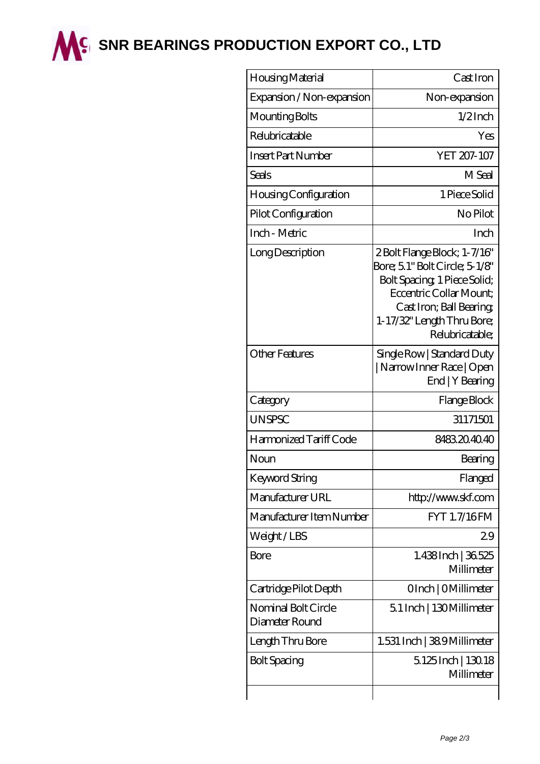# SNR BEARINGS PRODUCTION EXPORT CO., LTD

| Housing Material | Cast Iron |
|---|---|
| Expansion / Non-expansion | Non-expansion |
| Mounting Bolts | 1/2 Inch |
| Relubricatable | Yes |
| Insert Part Number | YET 207-107 |
| Seals | M Seal |
| Housing Configuration | 1 Piece Solid |
| Pilot Configuration | No Pilot |
| Inch - Metric | Inch |
| Long Description | 2 Bolt Flange Block; 1-7/16" Bore; 5.1" Bolt Circle; 5-1/8" Bolt Spacing; 1 Piece Solid; Eccentric Collar Mount; Cast Iron; Ball Bearing; 1-17/32" Length Thru Bore; Relubricatable; |
| Other Features | Single Row \| Standard Duty \| Narrow Inner Race \| Open End \| Y Bearing |
| Category | Flange Block |
| UNSPSC | 31171501 |
| Harmonized Tariff Code | 8483.20.40.40 |
| Noun | Bearing |
| Keyword String | Flanged |
| Manufacturer URL | http://www.skf.com |
| Manufacturer Item Number | FYT 1.7/16 FM |
| Weight / LBS | 2.9 |
| Bore | 1.438 Inch \| 36.525 Millimeter |
| Cartridge Pilot Depth | 0 Inch \| 0 Millimeter |
| Nominal Bolt Circle Diameter Round | 5.1 Inch \| 130 Millimeter |
| Length Thru Bore | 1.531 Inch \| 38.9 Millimeter |
| Bolt Spacing | 5.125 Inch \| 130.18 Millimeter |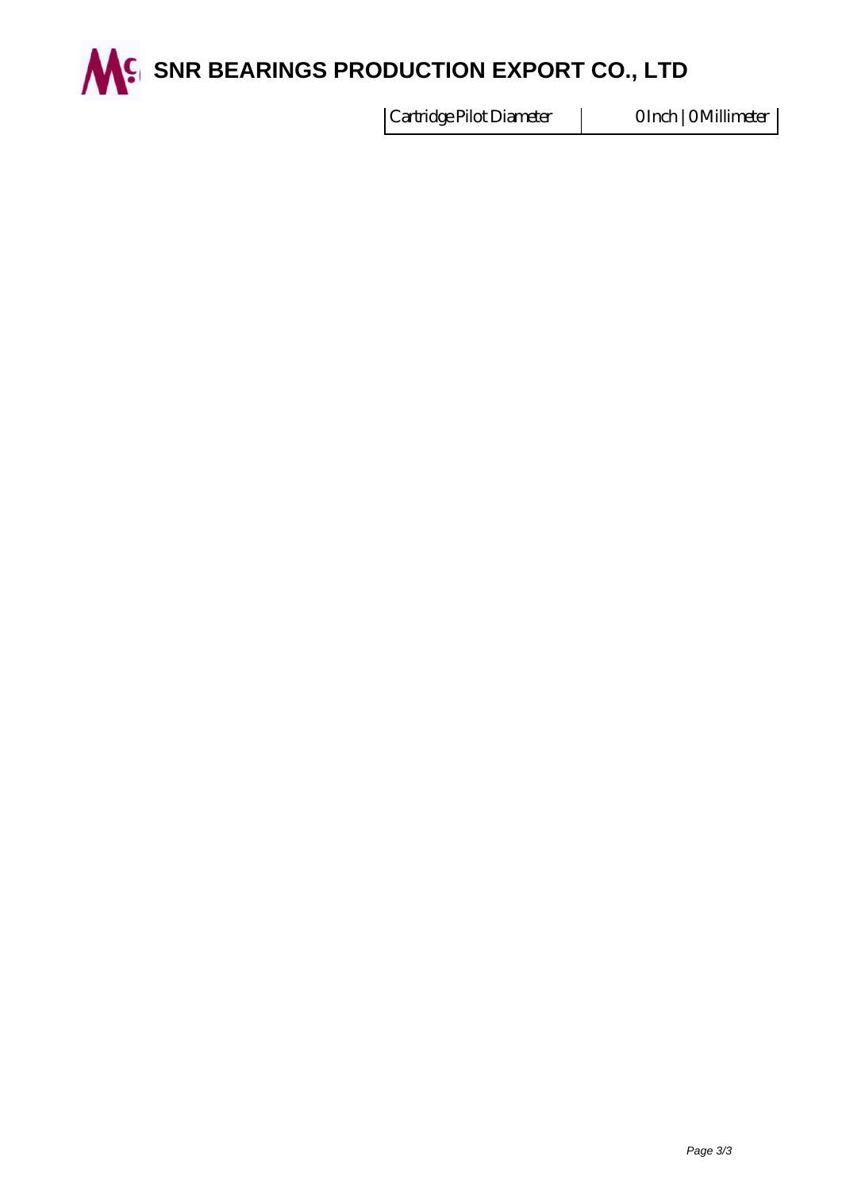| | |
|---|---|
| Cartridge Pilot Diameter | 0 Inch \| 0 Millimeter |